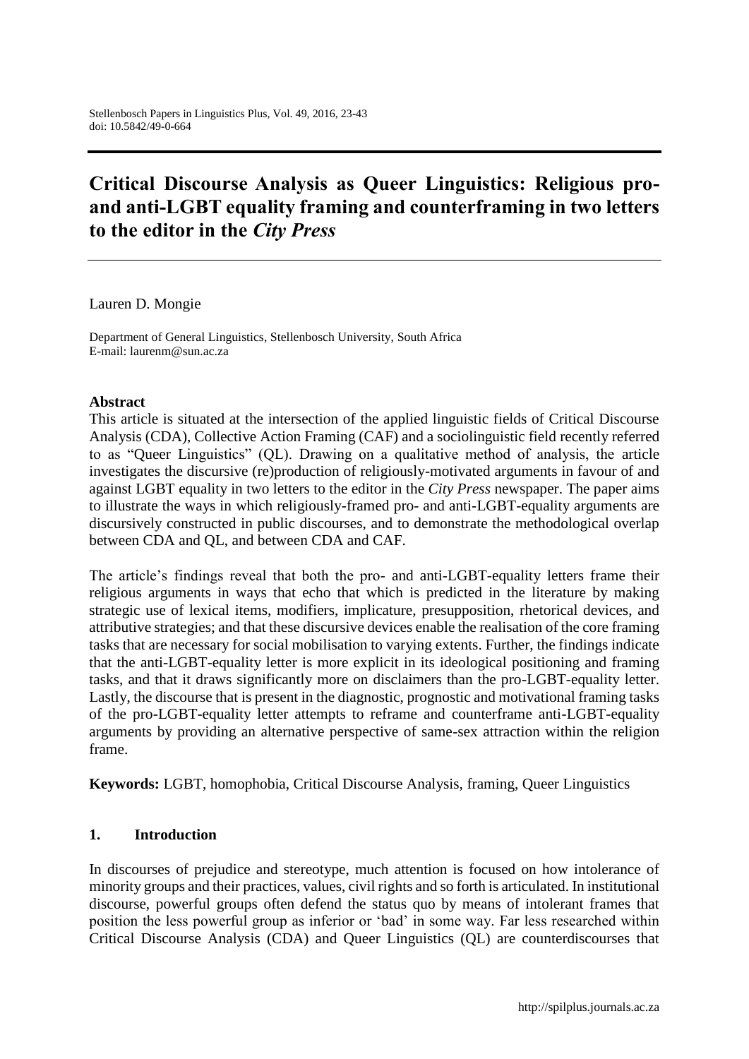# Critical Discourse Analysis as Queer Linguistics: Religious pro- and anti-LGBT equality framing and counterframing in two letters to the editor in the *City Press*

Lauren D. Mongie

Department of General Linguistics, Stellenbosch University, South Africa
E-mail: laurenm@sun.ac.za

### Abstract

This article is situated at the intersection of the applied linguistic fields of Critical Discourse Analysis (CDA), Collective Action Framing (CAF) and a sociolinguistic field recently referred to as "Queer Linguistics" (QL). Drawing on a qualitative method of analysis, the article investigates the discursive (re)production of religiously-motivated arguments in favour of and against LGBT equality in two letters to the editor in the *City Press* newspaper. The paper aims to illustrate the ways in which religiously-framed pro- and anti-LGBT-equality arguments are discursively constructed in public discourses, and to demonstrate the methodological overlap between CDA and QL, and between CDA and CAF.

The article's findings reveal that both the pro- and anti-LGBT-equality letters frame their religious arguments in ways that echo that which is predicted in the literature by making strategic use of lexical items, modifiers, implicature, presupposition, rhetorical devices, and attributive strategies; and that these discursive devices enable the realisation of the core framing tasks that are necessary for social mobilisation to varying extents. Further, the findings indicate that the anti-LGBT-equality letter is more explicit in its ideological positioning and framing tasks, and that it draws significantly more on disclaimers than the pro-LGBT-equality letter. Lastly, the discourse that is present in the diagnostic, prognostic and motivational framing tasks of the pro-LGBT-equality letter attempts to reframe and counterframe anti-LGBT-equality arguments by providing an alternative perspective of same-sex attraction within the religion frame.

**Keywords:** LGBT, homophobia, Critical Discourse Analysis, framing, Queer Linguistics

## 1. Introduction

In discourses of prejudice and stereotype, much attention is focused on how intolerance of minority groups and their practices, values, civil rights and so forth is articulated. In institutional discourse, powerful groups often defend the status quo by means of intolerant frames that position the less powerful group as inferior or 'bad' in some way. Far less researched within Critical Discourse Analysis (CDA) and Queer Linguistics (QL) are counterdiscourses that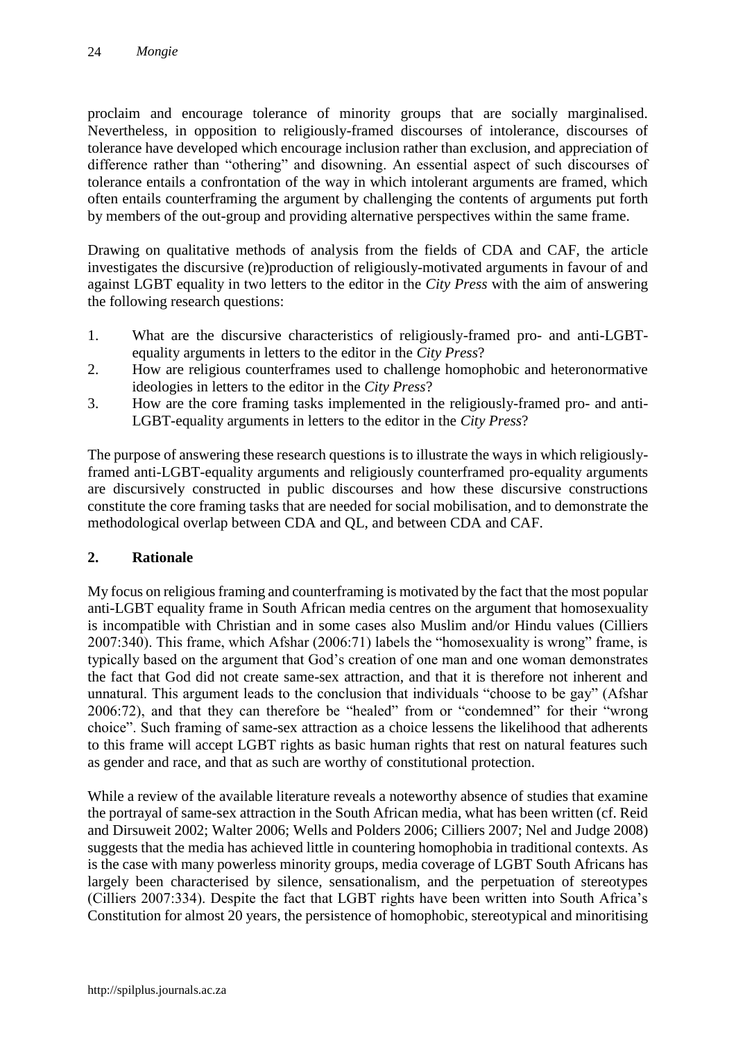proclaim and encourage tolerance of minority groups that are socially marginalised. Nevertheless, in opposition to religiously-framed discourses of intolerance, discourses of tolerance have developed which encourage inclusion rather than exclusion, and appreciation of difference rather than "othering" and disowning. An essential aspect of such discourses of tolerance entails a confrontation of the way in which intolerant arguments are framed, which often entails counterframing the argument by challenging the contents of arguments put forth by members of the out-group and providing alternative perspectives within the same frame.

Drawing on qualitative methods of analysis from the fields of CDA and CAF, the article investigates the discursive (re)production of religiously-motivated arguments in favour of and against LGBT equality in two letters to the editor in the *City Press* with the aim of answering the following research questions:

1. What are the discursive characteristics of religiously-framed pro- and anti-LGBT-equality arguments in letters to the editor in the *City Press*?
2. How are religious counterframes used to challenge homophobic and heteronormative ideologies in letters to the editor in the *City Press*?
3. How are the core framing tasks implemented in the religiously-framed pro- and anti-LGBT-equality arguments in letters to the editor in the *City Press*?

The purpose of answering these research questions is to illustrate the ways in which religiously-framed anti-LGBT-equality arguments and religiously counterframed pro-equality arguments are discursively constructed in public discourses and how these discursive constructions constitute the core framing tasks that are needed for social mobilisation, and to demonstrate the methodological overlap between CDA and QL, and between CDA and CAF.

## 2. Rationale

My focus on religious framing and counterframing is motivated by the fact that the most popular anti-LGBT equality frame in South African media centres on the argument that homosexuality is incompatible with Christian and in some cases also Muslim and/or Hindu values (Cilliers 2007:340). This frame, which Afshar (2006:71) labels the "homosexuality is wrong" frame, is typically based on the argument that God's creation of one man and one woman demonstrates the fact that God did not create same-sex attraction, and that it is therefore not inherent and unnatural. This argument leads to the conclusion that individuals "choose to be gay" (Afshar 2006:72), and that they can therefore be "healed" from or "condemned" for their "wrong choice". Such framing of same-sex attraction as a choice lessens the likelihood that adherents to this frame will accept LGBT rights as basic human rights that rest on natural features such as gender and race, and that as such are worthy of constitutional protection.

While a review of the available literature reveals a noteworthy absence of studies that examine the portrayal of same-sex attraction in the South African media, what has been written (cf. Reid and Dirsuweit 2002; Walter 2006; Wells and Polders 2006; Cilliers 2007; Nel and Judge 2008) suggests that the media has achieved little in countering homophobia in traditional contexts. As is the case with many powerless minority groups, media coverage of LGBT South Africans has largely been characterised by silence, sensationalism, and the perpetuation of stereotypes (Cilliers 2007:334). Despite the fact that LGBT rights have been written into South Africa's Constitution for almost 20 years, the persistence of homophobic, stereotypical and minoritising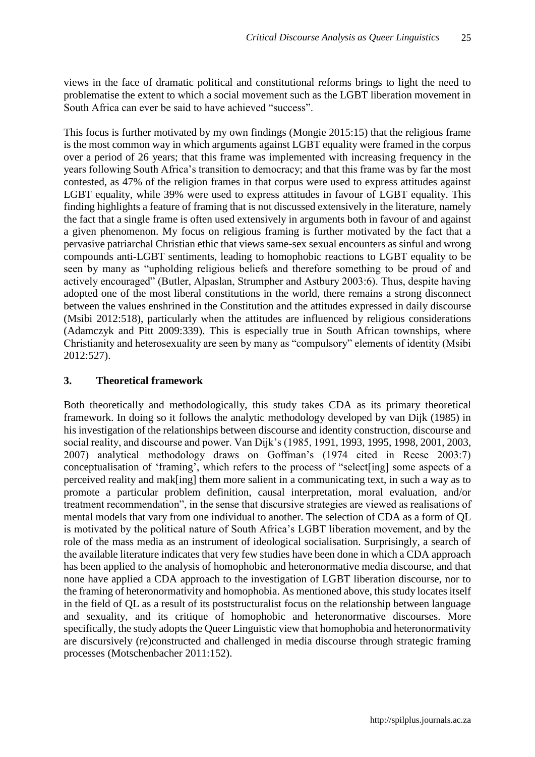views in the face of dramatic political and constitutional reforms brings to light the need to problematise the extent to which a social movement such as the LGBT liberation movement in South Africa can ever be said to have achieved "success".

This focus is further motivated by my own findings (Mongie 2015:15) that the religious frame is the most common way in which arguments against LGBT equality were framed in the corpus over a period of 26 years; that this frame was implemented with increasing frequency in the years following South Africa's transition to democracy; and that this frame was by far the most contested, as 47% of the religion frames in that corpus were used to express attitudes against LGBT equality, while 39% were used to express attitudes in favour of LGBT equality. This finding highlights a feature of framing that is not discussed extensively in the literature, namely the fact that a single frame is often used extensively in arguments both in favour of and against a given phenomenon. My focus on religious framing is further motivated by the fact that a pervasive patriarchal Christian ethic that views same-sex sexual encounters as sinful and wrong compounds anti-LGBT sentiments, leading to homophobic reactions to LGBT equality to be seen by many as "upholding religious beliefs and therefore something to be proud of and actively encouraged" (Butler, Alpaslan, Strumpher and Astbury 2003:6). Thus, despite having adopted one of the most liberal constitutions in the world, there remains a strong disconnect between the values enshrined in the Constitution and the attitudes expressed in daily discourse (Msibi 2012:518), particularly when the attitudes are influenced by religious considerations (Adamczyk and Pitt 2009:339). This is especially true in South African townships, where Christianity and heterosexuality are seen by many as "compulsory" elements of identity (Msibi 2012:527).

## 3. Theoretical framework

Both theoretically and methodologically, this study takes CDA as its primary theoretical framework. In doing so it follows the analytic methodology developed by van Dijk (1985) in his investigation of the relationships between discourse and identity construction, discourse and social reality, and discourse and power. Van Dijk's (1985, 1991, 1993, 1995, 1998, 2001, 2003, 2007) analytical methodology draws on Goffman's (1974 cited in Reese 2003:7) conceptualisation of 'framing', which refers to the process of "select[ing] some aspects of a perceived reality and mak[ing] them more salient in a communicating text, in such a way as to promote a particular problem definition, causal interpretation, moral evaluation, and/or treatment recommendation", in the sense that discursive strategies are viewed as realisations of mental models that vary from one individual to another. The selection of CDA as a form of QL is motivated by the political nature of South Africa's LGBT liberation movement, and by the role of the mass media as an instrument of ideological socialisation. Surprisingly, a search of the available literature indicates that very few studies have been done in which a CDA approach has been applied to the analysis of homophobic and heteronormative media discourse, and that none have applied a CDA approach to the investigation of LGBT liberation discourse, nor to the framing of heteronormativity and homophobia. As mentioned above, this study locates itself in the field of QL as a result of its poststructuralist focus on the relationship between language and sexuality, and its critique of homophobic and heteronormative discourses. More specifically, the study adopts the Queer Linguistic view that homophobia and heteronormativity are discursively (re)constructed and challenged in media discourse through strategic framing processes (Motschenbacher 2011:152).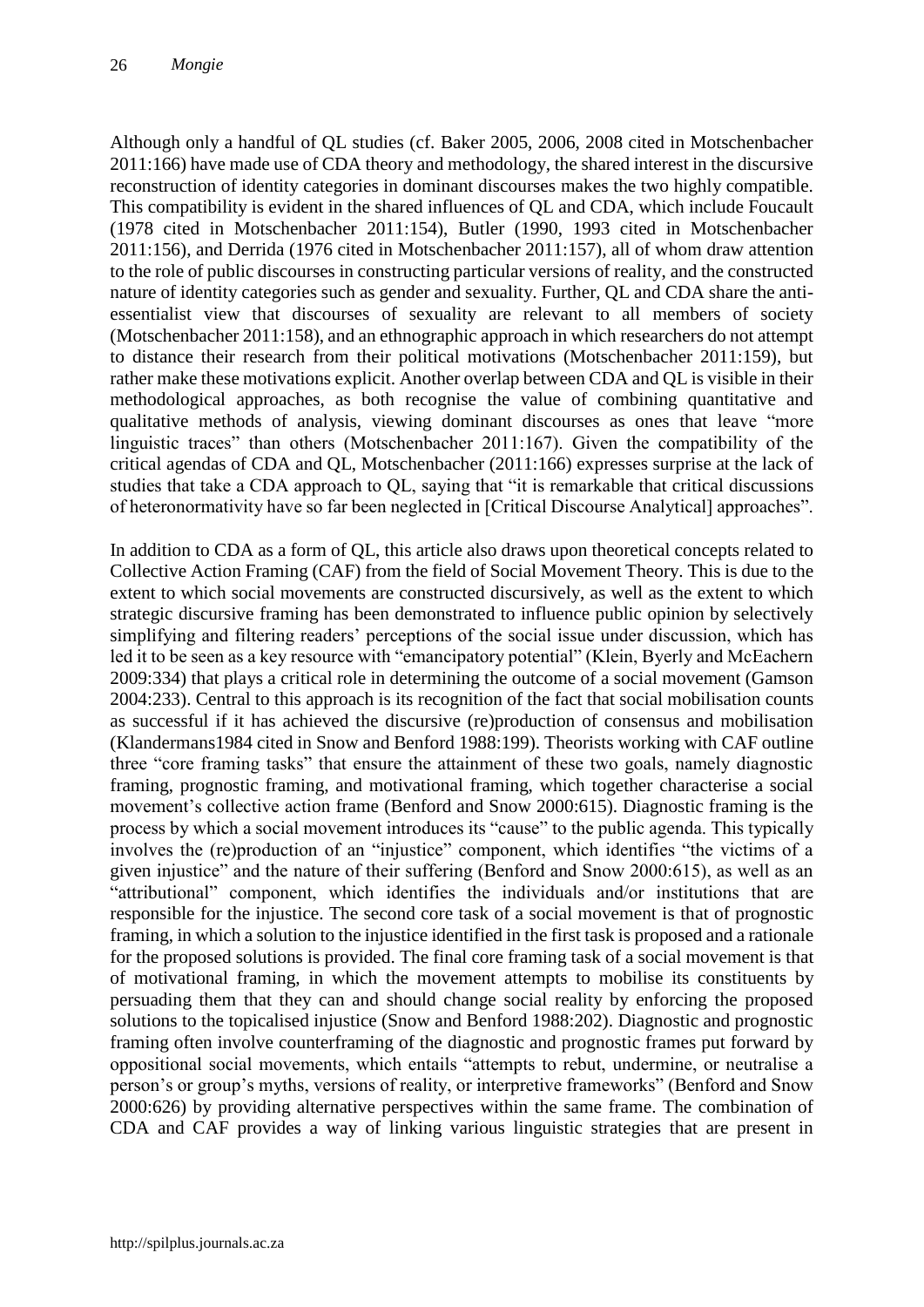Although only a handful of QL studies (cf. Baker 2005, 2006, 2008 cited in Motschenbacher 2011:166) have made use of CDA theory and methodology, the shared interest in the discursive reconstruction of identity categories in dominant discourses makes the two highly compatible. This compatibility is evident in the shared influences of QL and CDA, which include Foucault (1978 cited in Motschenbacher 2011:154), Butler (1990, 1993 cited in Motschenbacher 2011:156), and Derrida (1976 cited in Motschenbacher 2011:157), all of whom draw attention to the role of public discourses in constructing particular versions of reality, and the constructed nature of identity categories such as gender and sexuality. Further, QL and CDA share the anti-essentialist view that discourses of sexuality are relevant to all members of society (Motschenbacher 2011:158), and an ethnographic approach in which researchers do not attempt to distance their research from their political motivations (Motschenbacher 2011:159), but rather make these motivations explicit. Another overlap between CDA and QL is visible in their methodological approaches, as both recognise the value of combining quantitative and qualitative methods of analysis, viewing dominant discourses as ones that leave "more linguistic traces" than others (Motschenbacher 2011:167). Given the compatibility of the critical agendas of CDA and QL, Motschenbacher (2011:166) expresses surprise at the lack of studies that take a CDA approach to QL, saying that "it is remarkable that critical discussions of heteronormativity have so far been neglected in [Critical Discourse Analytical] approaches".

In addition to CDA as a form of QL, this article also draws upon theoretical concepts related to Collective Action Framing (CAF) from the field of Social Movement Theory. This is due to the extent to which social movements are constructed discursively, as well as the extent to which strategic discursive framing has been demonstrated to influence public opinion by selectively simplifying and filtering readers' perceptions of the social issue under discussion, which has led it to be seen as a key resource with "emancipatory potential" (Klein, Byerly and McEachern 2009:334) that plays a critical role in determining the outcome of a social movement (Gamson 2004:233). Central to this approach is its recognition of the fact that social mobilisation counts as successful if it has achieved the discursive (re)production of consensus and mobilisation (Klandermans1984 cited in Snow and Benford 1988:199). Theorists working with CAF outline three "core framing tasks" that ensure the attainment of these two goals, namely diagnostic framing, prognostic framing, and motivational framing, which together characterise a social movement's collective action frame (Benford and Snow 2000:615). Diagnostic framing is the process by which a social movement introduces its "cause" to the public agenda. This typically involves the (re)production of an "injustice" component, which identifies "the victims of a given injustice" and the nature of their suffering (Benford and Snow 2000:615), as well as an "attributional" component, which identifies the individuals and/or institutions that are responsible for the injustice. The second core task of a social movement is that of prognostic framing, in which a solution to the injustice identified in the first task is proposed and a rationale for the proposed solutions is provided. The final core framing task of a social movement is that of motivational framing, in which the movement attempts to mobilise its constituents by persuading them that they can and should change social reality by enforcing the proposed solutions to the topicalised injustice (Snow and Benford 1988:202). Diagnostic and prognostic framing often involve counterframing of the diagnostic and prognostic frames put forward by oppositional social movements, which entails "attempts to rebut, undermine, or neutralise a person's or group's myths, versions of reality, or interpretive frameworks" (Benford and Snow 2000:626) by providing alternative perspectives within the same frame. The combination of CDA and CAF provides a way of linking various linguistic strategies that are present in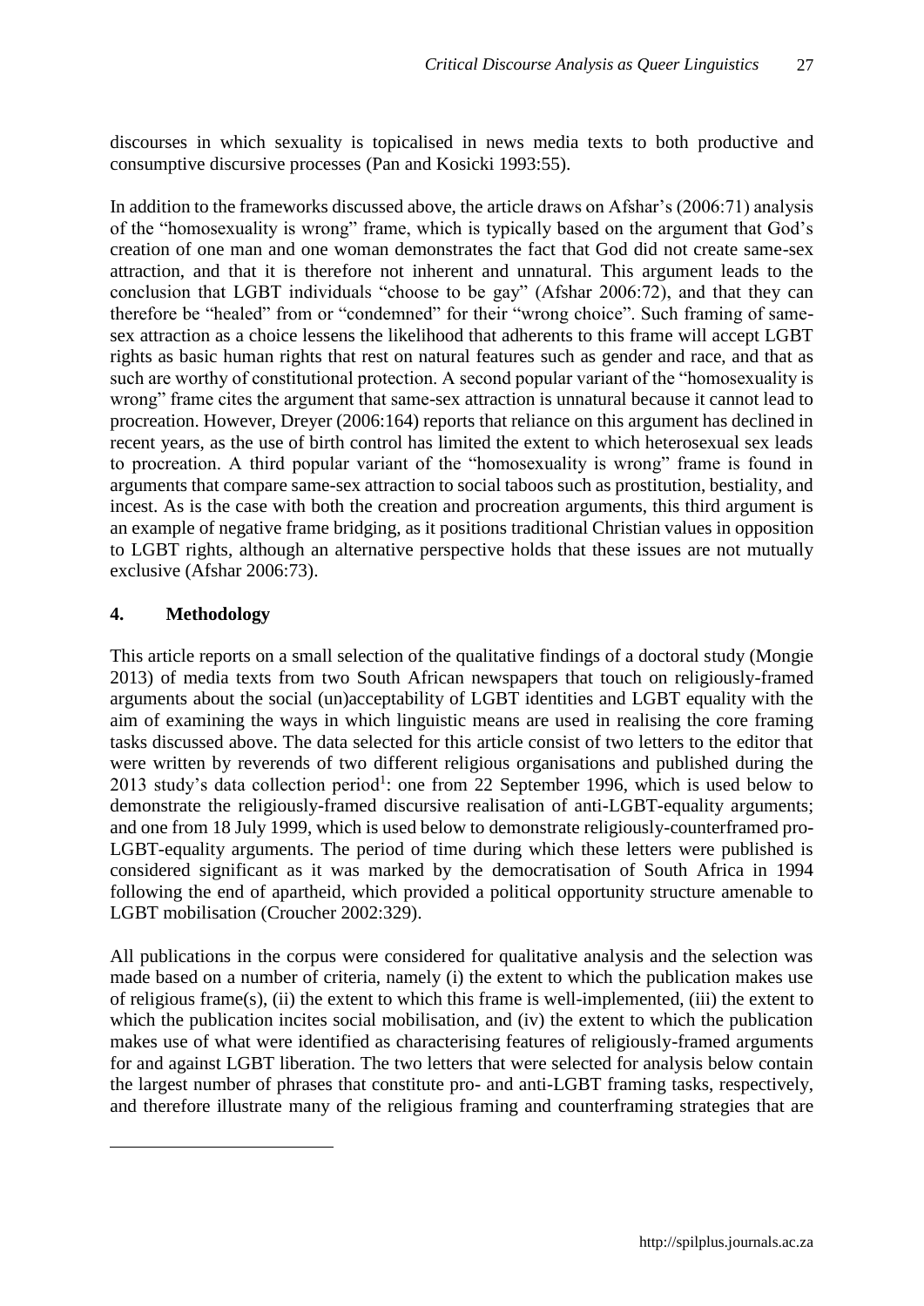discourses in which sexuality is topicalised in news media texts to both productive and consumptive discursive processes (Pan and Kosicki 1993:55).

In addition to the frameworks discussed above, the article draws on Afshar's (2006:71) analysis of the "homosexuality is wrong" frame, which is typically based on the argument that God's creation of one man and one woman demonstrates the fact that God did not create same-sex attraction, and that it is therefore not inherent and unnatural. This argument leads to the conclusion that LGBT individuals "choose to be gay" (Afshar 2006:72), and that they can therefore be "healed" from or "condemned" for their "wrong choice". Such framing of same-sex attraction as a choice lessens the likelihood that adherents to this frame will accept LGBT rights as basic human rights that rest on natural features such as gender and race, and that as such are worthy of constitutional protection. A second popular variant of the "homosexuality is wrong" frame cites the argument that same-sex attraction is unnatural because it cannot lead to procreation. However, Dreyer (2006:164) reports that reliance on this argument has declined in recent years, as the use of birth control has limited the extent to which heterosexual sex leads to procreation. A third popular variant of the "homosexuality is wrong" frame is found in arguments that compare same-sex attraction to social taboos such as prostitution, bestiality, and incest. As is the case with both the creation and procreation arguments, this third argument is an example of negative frame bridging, as it positions traditional Christian values in opposition to LGBT rights, although an alternative perspective holds that these issues are not mutually exclusive (Afshar 2006:73).

## 4. Methodology

This article reports on a small selection of the qualitative findings of a doctoral study (Mongie 2013) of media texts from two South African newspapers that touch on religiously-framed arguments about the social (un)acceptability of LGBT identities and LGBT equality with the aim of examining the ways in which linguistic means are used in realising the core framing tasks discussed above. The data selected for this article consist of two letters to the editor that were written by reverends of two different religious organisations and published during the 2013 study's data collection period[1]: one from 22 September 1996, which is used below to demonstrate the religiously-framed discursive realisation of anti-LGBT-equality arguments; and one from 18 July 1999, which is used below to demonstrate religiously-counterframed pro-LGBT-equality arguments. The period of time during which these letters were published is considered significant as it was marked by the democratisation of South Africa in 1994 following the end of apartheid, which provided a political opportunity structure amenable to LGBT mobilisation (Croucher 2002:329).

All publications in the corpus were considered for qualitative analysis and the selection was made based on a number of criteria, namely (i) the extent to which the publication makes use of religious frame(s), (ii) the extent to which this frame is well-implemented, (iii) the extent to which the publication incites social mobilisation, and (iv) the extent to which the publication makes use of what were identified as characterising features of religiously-framed arguments for and against LGBT liberation. The two letters that were selected for analysis below contain the largest number of phrases that constitute pro- and anti-LGBT framing tasks, respectively, and therefore illustrate many of the religious framing and counterframing strategies that are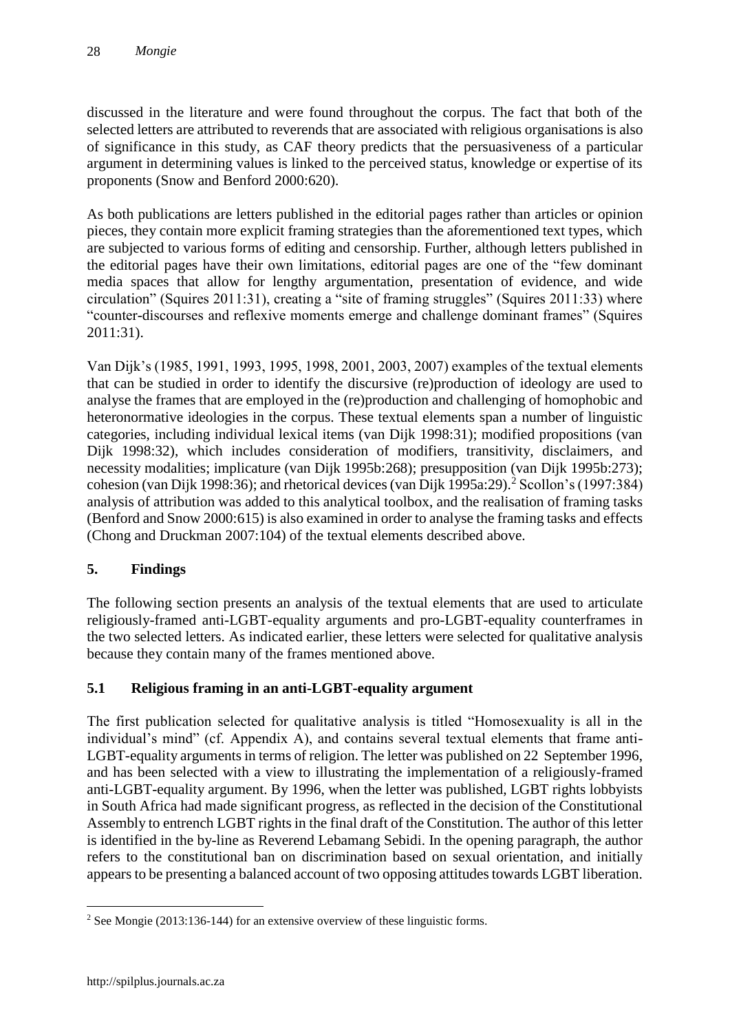discussed in the literature and were found throughout the corpus. The fact that both of the selected letters are attributed to reverends that are associated with religious organisations is also of significance in this study, as CAF theory predicts that the persuasiveness of a particular argument in determining values is linked to the perceived status, knowledge or expertise of its proponents (Snow and Benford 2000:620).

As both publications are letters published in the editorial pages rather than articles or opinion pieces, they contain more explicit framing strategies than the aforementioned text types, which are subjected to various forms of editing and censorship. Further, although letters published in the editorial pages have their own limitations, editorial pages are one of the "few dominant media spaces that allow for lengthy argumentation, presentation of evidence, and wide circulation" (Squires 2011:31), creating a "site of framing struggles" (Squires 2011:33) where "counter-discourses and reflexive moments emerge and challenge dominant frames" (Squires 2011:31).

Van Dijk's (1985, 1991, 1993, 1995, 1998, 2001, 2003, 2007) examples of the textual elements that can be studied in order to identify the discursive (re)production of ideology are used to analyse the frames that are employed in the (re)production and challenging of homophobic and heteronormative ideologies in the corpus. These textual elements span a number of linguistic categories, including individual lexical items (van Dijk 1998:31); modified propositions (van Dijk 1998:32), which includes consideration of modifiers, transitivity, disclaimers, and necessity modalities; implicature (van Dijk 1995b:268); presupposition (van Dijk 1995b:273); cohesion (van Dijk 1998:36); and rhetorical devices (van Dijk 1995a:29).[2] Scollon's (1997:384) analysis of attribution was added to this analytical toolbox, and the realisation of framing tasks (Benford and Snow 2000:615) is also examined in order to analyse the framing tasks and effects (Chong and Druckman 2007:104) of the textual elements described above.

## 5. Findings

The following section presents an analysis of the textual elements that are used to articulate religiously-framed anti-LGBT-equality arguments and pro-LGBT-equality counterframes in the two selected letters. As indicated earlier, these letters were selected for qualitative analysis because they contain many of the frames mentioned above.

### 5.1 Religious framing in an anti-LGBT-equality argument

The first publication selected for qualitative analysis is titled "Homosexuality is all in the individual's mind" (cf. Appendix A), and contains several textual elements that frame anti-LGBT-equality arguments in terms of religion. The letter was published on 22 September 1996, and has been selected with a view to illustrating the implementation of a religiously-framed anti-LGBT-equality argument. By 1996, when the letter was published, LGBT rights lobbyists in South Africa had made significant progress, as reflected in the decision of the Constitutional Assembly to entrench LGBT rights in the final draft of the Constitution. The author of this letter is identified in the by-line as Reverend Lebamang Sebidi. In the opening paragraph, the author refers to the constitutional ban on discrimination based on sexual orientation, and initially appears to be presenting a balanced account of two opposing attitudes towards LGBT liberation.

[2] See Mongie (2013:136-144) for an extensive overview of these linguistic forms.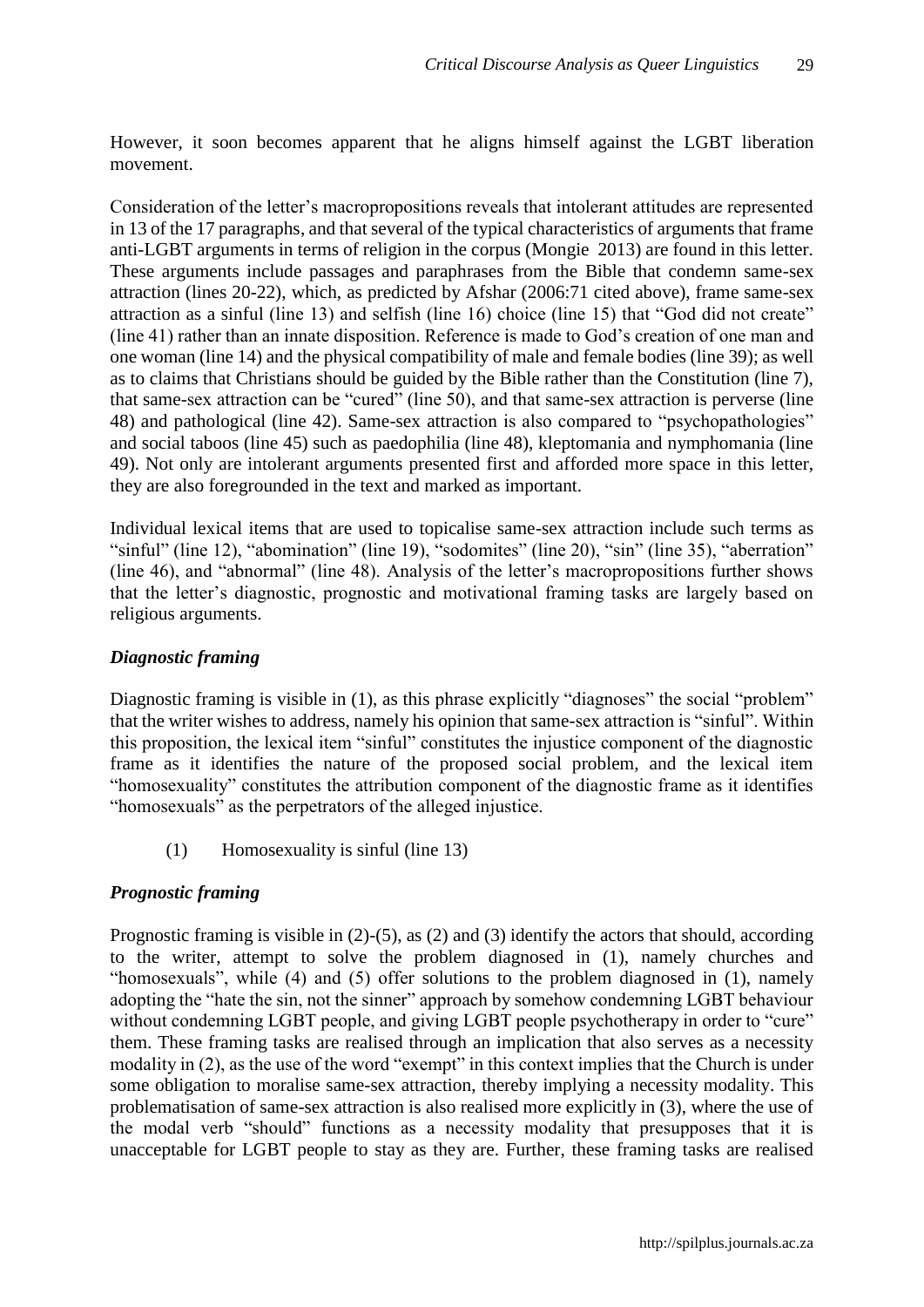However, it soon becomes apparent that he aligns himself against the LGBT liberation movement.

Consideration of the letter's macropropositions reveals that intolerant attitudes are represented in 13 of the 17 paragraphs, and that several of the typical characteristics of arguments that frame anti-LGBT arguments in terms of religion in the corpus (Mongie 2013) are found in this letter. These arguments include passages and paraphrases from the Bible that condemn same-sex attraction (lines 20-22), which, as predicted by Afshar (2006:71 cited above), frame same-sex attraction as a sinful (line 13) and selfish (line 16) choice (line 15) that "God did not create" (line 41) rather than an innate disposition. Reference is made to God's creation of one man and one woman (line 14) and the physical compatibility of male and female bodies (line 39); as well as to claims that Christians should be guided by the Bible rather than the Constitution (line 7), that same-sex attraction can be "cured" (line 50), and that same-sex attraction is perverse (line 48) and pathological (line 42). Same-sex attraction is also compared to "psychopathologies" and social taboos (line 45) such as paedophilia (line 48), kleptomania and nymphomania (line 49). Not only are intolerant arguments presented first and afforded more space in this letter, they are also foregrounded in the text and marked as important.

Individual lexical items that are used to topicalise same-sex attraction include such terms as "sinful" (line 12), "abomination" (line 19), "sodomites" (line 20), "sin" (line 35), "aberration" (line 46), and "abnormal" (line 48). Analysis of the letter's macropropositions further shows that the letter's diagnostic, prognostic and motivational framing tasks are largely based on religious arguments.

### *Diagnostic framing*

Diagnostic framing is visible in (1), as this phrase explicitly "diagnoses" the social "problem" that the writer wishes to address, namely his opinion that same-sex attraction is "sinful". Within this proposition, the lexical item "sinful" constitutes the injustice component of the diagnostic frame as it identifies the nature of the proposed social problem, and the lexical item "homosexuality" constitutes the attribution component of the diagnostic frame as it identifies "homosexuals" as the perpetrators of the alleged injustice.

(1) Homosexuality is sinful (line 13)

### *Prognostic framing*

Prognostic framing is visible in (2)-(5), as (2) and (3) identify the actors that should, according to the writer, attempt to solve the problem diagnosed in (1), namely churches and "homosexuals", while (4) and (5) offer solutions to the problem diagnosed in (1), namely adopting the "hate the sin, not the sinner" approach by somehow condemning LGBT behaviour without condemning LGBT people, and giving LGBT people psychotherapy in order to "cure" them. These framing tasks are realised through an implication that also serves as a necessity modality in (2), as the use of the word "exempt" in this context implies that the Church is under some obligation to moralise same-sex attraction, thereby implying a necessity modality. This problematisation of same-sex attraction is also realised more explicitly in (3), where the use of the modal verb "should" functions as a necessity modality that presupposes that it is unacceptable for LGBT people to stay as they are. Further, these framing tasks are realised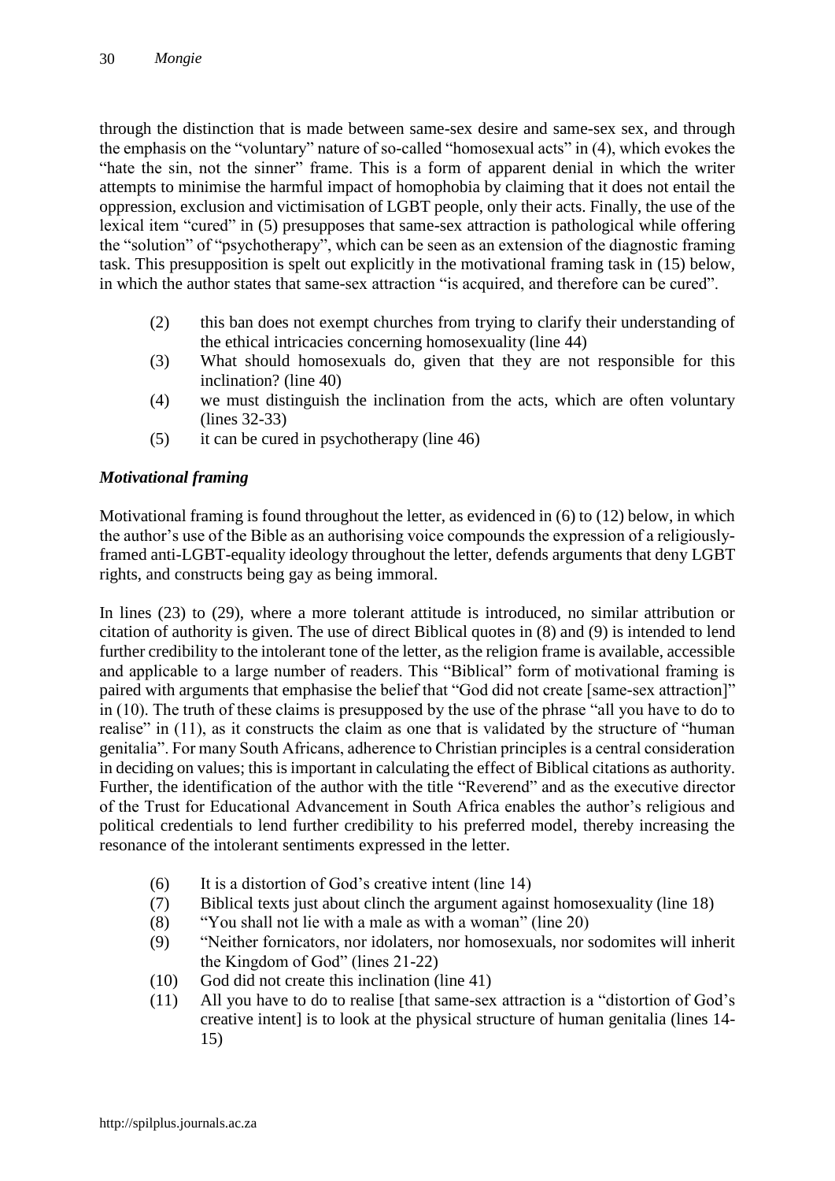through the distinction that is made between same-sex desire and same-sex sex, and through the emphasis on the "voluntary" nature of so-called "homosexual acts" in (4), which evokes the "hate the sin, not the sinner" frame. This is a form of apparent denial in which the writer attempts to minimise the harmful impact of homophobia by claiming that it does not entail the oppression, exclusion and victimisation of LGBT people, only their acts. Finally, the use of the lexical item "cured" in (5) presupposes that same-sex attraction is pathological while offering the "solution" of "psychotherapy", which can be seen as an extension of the diagnostic framing task. This presupposition is spelt out explicitly in the motivational framing task in (15) below, in which the author states that same-sex attraction "is acquired, and therefore can be cured".

(2) this ban does not exempt churches from trying to clarify their understanding of the ethical intricacies concerning homosexuality (line 44)

(3) What should homosexuals do, given that they are not responsible for this inclination? (line 40)

(4) we must distinguish the inclination from the acts, which are often voluntary (lines 32-33)

(5) it can be cured in psychotherapy (line 46)

### *Motivational framing*

Motivational framing is found throughout the letter, as evidenced in (6) to (12) below, in which the author's use of the Bible as an authorising voice compounds the expression of a religiously-framed anti-LGBT-equality ideology throughout the letter, defends arguments that deny LGBT rights, and constructs being gay as being immoral.

In lines (23) to (29), where a more tolerant attitude is introduced, no similar attribution or citation of authority is given. The use of direct Biblical quotes in (8) and (9) is intended to lend further credibility to the intolerant tone of the letter, as the religion frame is available, accessible and applicable to a large number of readers. This "Biblical" form of motivational framing is paired with arguments that emphasise the belief that "God did not create [same-sex attraction]" in (10). The truth of these claims is presupposed by the use of the phrase "all you have to do to realise" in (11), as it constructs the claim as one that is validated by the structure of "human genitalia". For many South Africans, adherence to Christian principles is a central consideration in deciding on values; this is important in calculating the effect of Biblical citations as authority. Further, the identification of the author with the title "Reverend" and as the executive director of the Trust for Educational Advancement in South Africa enables the author's religious and political credentials to lend further credibility to his preferred model, thereby increasing the resonance of the intolerant sentiments expressed in the letter.

(6) It is a distortion of God's creative intent (line 14)

(7) Biblical texts just about clinch the argument against homosexuality (line 18)

(8) "You shall not lie with a male as with a woman" (line 20)

(9) "Neither fornicators, nor idolaters, nor homosexuals, nor sodomites will inherit the Kingdom of God" (lines 21-22)

(10) God did not create this inclination (line 41)

(11) All you have to do to realise [that same-sex attraction is a "distortion of God's creative intent] is to look at the physical structure of human genitalia (lines 14-15)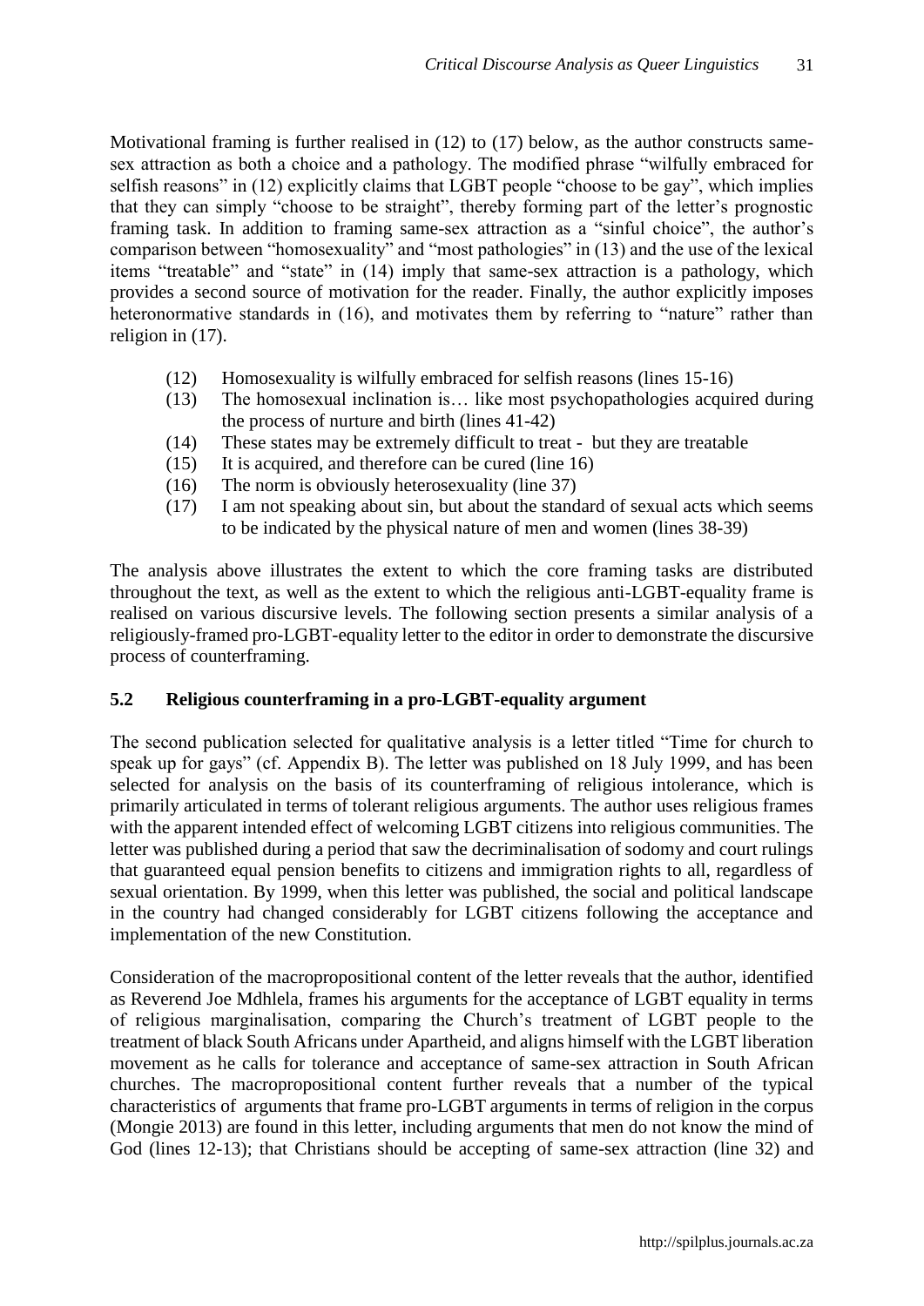Motivational framing is further realised in (12) to (17) below, as the author constructs same-sex attraction as both a choice and a pathology. The modified phrase "wilfully embraced for selfish reasons" in (12) explicitly claims that LGBT people "choose to be gay", which implies that they can simply "choose to be straight", thereby forming part of the letter's prognostic framing task. In addition to framing same-sex attraction as a "sinful choice", the author's comparison between "homosexuality" and "most pathologies" in (13) and the use of the lexical items "treatable" and "state" in (14) imply that same-sex attraction is a pathology, which provides a second source of motivation for the reader. Finally, the author explicitly imposes heteronormative standards in (16), and motivates them by referring to "nature" rather than religion in (17).

(12) Homosexuality is wilfully embraced for selfish reasons (lines 15-16)

(13) The homosexual inclination is… like most psychopathologies acquired during the process of nurture and birth (lines 41-42)

(14) These states may be extremely difficult to treat - but they are treatable

(15) It is acquired, and therefore can be cured (line 16)

(16) The norm is obviously heterosexuality (line 37)

(17) I am not speaking about sin, but about the standard of sexual acts which seems to be indicated by the physical nature of men and women (lines 38-39)

The analysis above illustrates the extent to which the core framing tasks are distributed throughout the text, as well as the extent to which the religious anti-LGBT-equality frame is realised on various discursive levels. The following section presents a similar analysis of a religiously-framed pro-LGBT-equality letter to the editor in order to demonstrate the discursive process of counterframing.

### 5.2 Religious counterframing in a pro-LGBT-equality argument

The second publication selected for qualitative analysis is a letter titled "Time for church to speak up for gays" (cf. Appendix B). The letter was published on 18 July 1999, and has been selected for analysis on the basis of its counterframing of religious intolerance, which is primarily articulated in terms of tolerant religious arguments. The author uses religious frames with the apparent intended effect of welcoming LGBT citizens into religious communities. The letter was published during a period that saw the decriminalisation of sodomy and court rulings that guaranteed equal pension benefits to citizens and immigration rights to all, regardless of sexual orientation. By 1999, when this letter was published, the social and political landscape in the country had changed considerably for LGBT citizens following the acceptance and implementation of the new Constitution.

Consideration of the macropropositional content of the letter reveals that the author, identified as Reverend Joe Mdhlela, frames his arguments for the acceptance of LGBT equality in terms of religious marginalisation, comparing the Church's treatment of LGBT people to the treatment of black South Africans under Apartheid, and aligns himself with the LGBT liberation movement as he calls for tolerance and acceptance of same-sex attraction in South African churches. The macropropositional content further reveals that a number of the typical characteristics of arguments that frame pro-LGBT arguments in terms of religion in the corpus (Mongie 2013) are found in this letter, including arguments that men do not know the mind of God (lines 12-13); that Christians should be accepting of same-sex attraction (line 32) and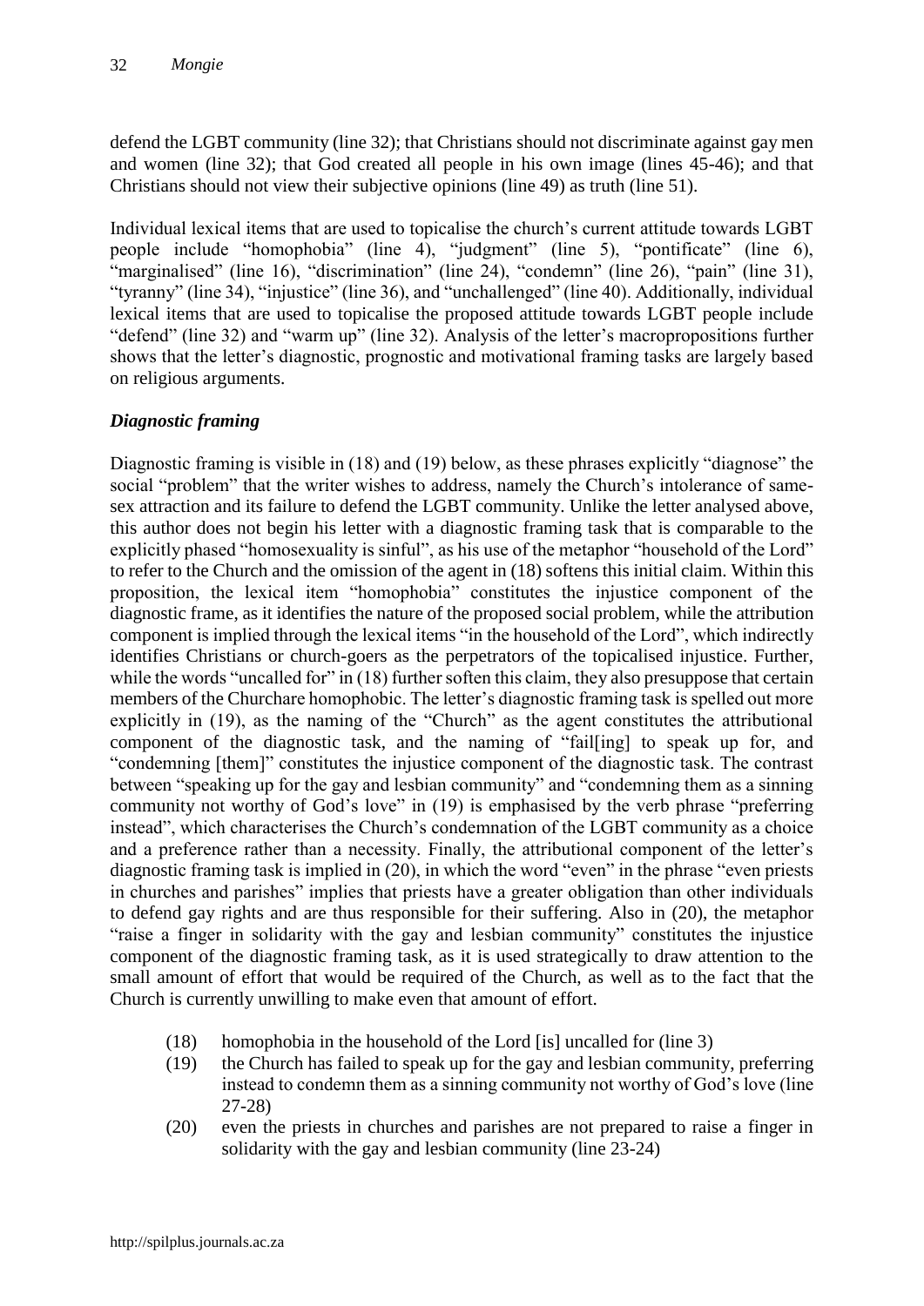defend the LGBT community (line 32); that Christians should not discriminate against gay men and women (line 32); that God created all people in his own image (lines 45-46); and that Christians should not view their subjective opinions (line 49) as truth (line 51).

Individual lexical items that are used to topicalise the church's current attitude towards LGBT people include "homophobia" (line 4), "judgment" (line 5), "pontificate" (line 6), "marginalised" (line 16), "discrimination" (line 24), "condemn" (line 26), "pain" (line 31), "tyranny" (line 34), "injustice" (line 36), and "unchallenged" (line 40). Additionally, individual lexical items that are used to topicalise the proposed attitude towards LGBT people include "defend" (line 32) and "warm up" (line 32). Analysis of the letter's macropropositions further shows that the letter's diagnostic, prognostic and motivational framing tasks are largely based on religious arguments.

### *Diagnostic framing*

Diagnostic framing is visible in (18) and (19) below, as these phrases explicitly "diagnose" the social "problem" that the writer wishes to address, namely the Church's intolerance of same-sex attraction and its failure to defend the LGBT community. Unlike the letter analysed above, this author does not begin his letter with a diagnostic framing task that is comparable to the explicitly phased "homosexuality is sinful", as his use of the metaphor "household of the Lord" to refer to the Church and the omission of the agent in (18) softens this initial claim. Within this proposition, the lexical item "homophobia" constitutes the injustice component of the diagnostic frame, as it identifies the nature of the proposed social problem, while the attribution component is implied through the lexical items "in the household of the Lord", which indirectly identifies Christians or church-goers as the perpetrators of the topicalised injustice. Further, while the words "uncalled for" in (18) further soften this claim, they also presuppose that certain members of the Churchare homophobic. The letter's diagnostic framing task is spelled out more explicitly in (19), as the naming of the "Church" as the agent constitutes the attributional component of the diagnostic task, and the naming of "fail[ing] to speak up for, and "condemning [them]" constitutes the injustice component of the diagnostic task. The contrast between "speaking up for the gay and lesbian community" and "condemning them as a sinning community not worthy of God's love" in (19) is emphasised by the verb phrase "preferring instead", which characterises the Church's condemnation of the LGBT community as a choice and a preference rather than a necessity. Finally, the attributional component of the letter's diagnostic framing task is implied in (20), in which the word "even" in the phrase "even priests in churches and parishes" implies that priests have a greater obligation than other individuals to defend gay rights and are thus responsible for their suffering. Also in (20), the metaphor "raise a finger in solidarity with the gay and lesbian community" constitutes the injustice component of the diagnostic framing task, as it is used strategically to draw attention to the small amount of effort that would be required of the Church, as well as to the fact that the Church is currently unwilling to make even that amount of effort.

(18) homophobia in the household of the Lord [is] uncalled for (line 3)

(19) the Church has failed to speak up for the gay and lesbian community, preferring instead to condemn them as a sinning community not worthy of God's love (line 27-28)

(20) even the priests in churches and parishes are not prepared to raise a finger in solidarity with the gay and lesbian community (line 23-24)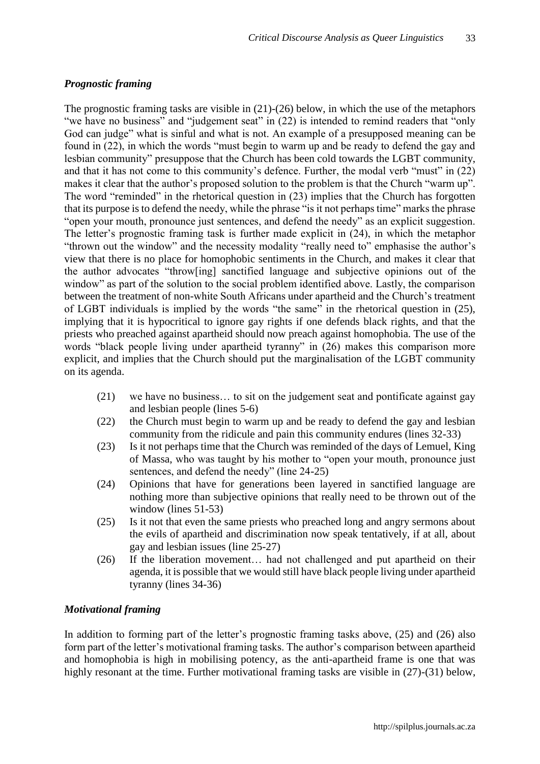### *Prognostic framing*

The prognostic framing tasks are visible in (21)-(26) below, in which the use of the metaphors "we have no business" and "judgement seat" in (22) is intended to remind readers that "only God can judge" what is sinful and what is not. An example of a presupposed meaning can be found in (22), in which the words "must begin to warm up and be ready to defend the gay and lesbian community" presuppose that the Church has been cold towards the LGBT community, and that it has not come to this community's defence. Further, the modal verb "must" in (22) makes it clear that the author's proposed solution to the problem is that the Church "warm up". The word "reminded" in the rhetorical question in (23) implies that the Church has forgotten that its purpose is to defend the needy, while the phrase "is it not perhaps time" marks the phrase "open your mouth, pronounce just sentences, and defend the needy" as an explicit suggestion. The letter's prognostic framing task is further made explicit in (24), in which the metaphor "thrown out the window" and the necessity modality "really need to" emphasise the author's view that there is no place for homophobic sentiments in the Church, and makes it clear that the author advocates "throw[ing] sanctified language and subjective opinions out of the window" as part of the solution to the social problem identified above. Lastly, the comparison between the treatment of non-white South Africans under apartheid and the Church's treatment of LGBT individuals is implied by the words "the same" in the rhetorical question in (25), implying that it is hypocritical to ignore gay rights if one defends black rights, and that the priests who preached against apartheid should now preach against homophobia. The use of the words "black people living under apartheid tyranny" in (26) makes this comparison more explicit, and implies that the Church should put the marginalisation of the LGBT community on its agenda.

(21) we have no business… to sit on the judgement seat and pontificate against gay and lesbian people (lines 5-6)

(22) the Church must begin to warm up and be ready to defend the gay and lesbian community from the ridicule and pain this community endures (lines 32-33)

(23) Is it not perhaps time that the Church was reminded of the days of Lemuel, King of Massa, who was taught by his mother to "open your mouth, pronounce just sentences, and defend the needy" (line 24-25)

(24) Opinions that have for generations been layered in sanctified language are nothing more than subjective opinions that really need to be thrown out of the window (lines 51-53)

(25) Is it not that even the same priests who preached long and angry sermons about the evils of apartheid and discrimination now speak tentatively, if at all, about gay and lesbian issues (line 25-27)

(26) If the liberation movement… had not challenged and put apartheid on their agenda, it is possible that we would still have black people living under apartheid tyranny (lines 34-36)

### *Motivational framing*

In addition to forming part of the letter's prognostic framing tasks above, (25) and (26) also form part of the letter's motivational framing tasks. The author's comparison between apartheid and homophobia is high in mobilising potency, as the anti-apartheid frame is one that was highly resonant at the time. Further motivational framing tasks are visible in (27)-(31) below,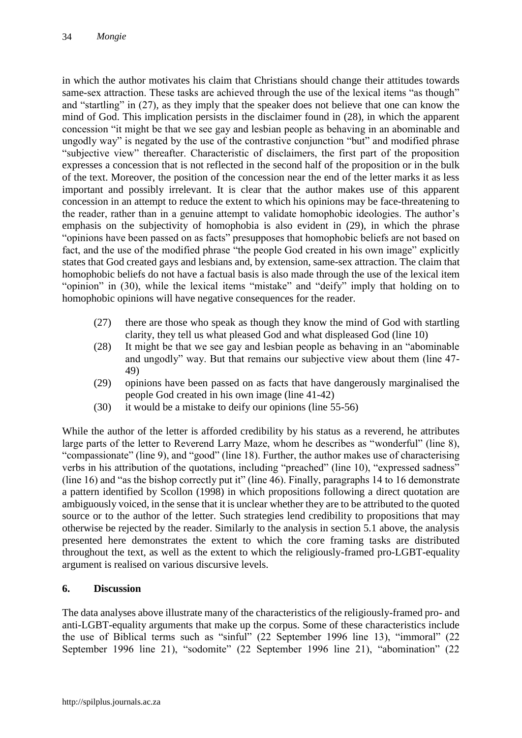in which the author motivates his claim that Christians should change their attitudes towards same-sex attraction. These tasks are achieved through the use of the lexical items "as though" and "startling" in (27), as they imply that the speaker does not believe that one can know the mind of God. This implication persists in the disclaimer found in (28), in which the apparent concession "it might be that we see gay and lesbian people as behaving in an abominable and ungodly way" is negated by the use of the contrastive conjunction "but" and modified phrase "subjective view" thereafter. Characteristic of disclaimers, the first part of the proposition expresses a concession that is not reflected in the second half of the proposition or in the bulk of the text. Moreover, the position of the concession near the end of the letter marks it as less important and possibly irrelevant. It is clear that the author makes use of this apparent concession in an attempt to reduce the extent to which his opinions may be face-threatening to the reader, rather than in a genuine attempt to validate homophobic ideologies. The author's emphasis on the subjectivity of homophobia is also evident in (29), in which the phrase "opinions have been passed on as facts" presupposes that homophobic beliefs are not based on fact, and the use of the modified phrase "the people God created in his own image" explicitly states that God created gays and lesbians and, by extension, same-sex attraction. The claim that homophobic beliefs do not have a factual basis is also made through the use of the lexical item "opinion" in (30), while the lexical items "mistake" and "deify" imply that holding on to homophobic opinions will have negative consequences for the reader.

(27) there are those who speak as though they know the mind of God with startling clarity, they tell us what pleased God and what displeased God (line 10)

(28) It might be that we see gay and lesbian people as behaving in an "abominable and ungodly" way. But that remains our subjective view about them (line 47-49)

(29) opinions have been passed on as facts that have dangerously marginalised the people God created in his own image (line 41-42)

(30) it would be a mistake to deify our opinions (line 55-56)

While the author of the letter is afforded credibility by his status as a reverend, he attributes large parts of the letter to Reverend Larry Maze, whom he describes as "wonderful" (line 8), "compassionate" (line 9), and "good" (line 18). Further, the author makes use of characterising verbs in his attribution of the quotations, including "preached" (line 10), "expressed sadness" (line 16) and "as the bishop correctly put it" (line 46). Finally, paragraphs 14 to 16 demonstrate a pattern identified by Scollon (1998) in which propositions following a direct quotation are ambiguously voiced, in the sense that it is unclear whether they are to be attributed to the quoted source or to the author of the letter. Such strategies lend credibility to propositions that may otherwise be rejected by the reader. Similarly to the analysis in section 5.1 above, the analysis presented here demonstrates the extent to which the core framing tasks are distributed throughout the text, as well as the extent to which the religiously-framed pro-LGBT-equality argument is realised on various discursive levels.

## 6. Discussion

The data analyses above illustrate many of the characteristics of the religiously-framed pro- and anti-LGBT-equality arguments that make up the corpus. Some of these characteristics include the use of Biblical terms such as "sinful" (22 September 1996 line 13), "immoral" (22 September 1996 line 21), "sodomite" (22 September 1996 line 21), "abomination" (22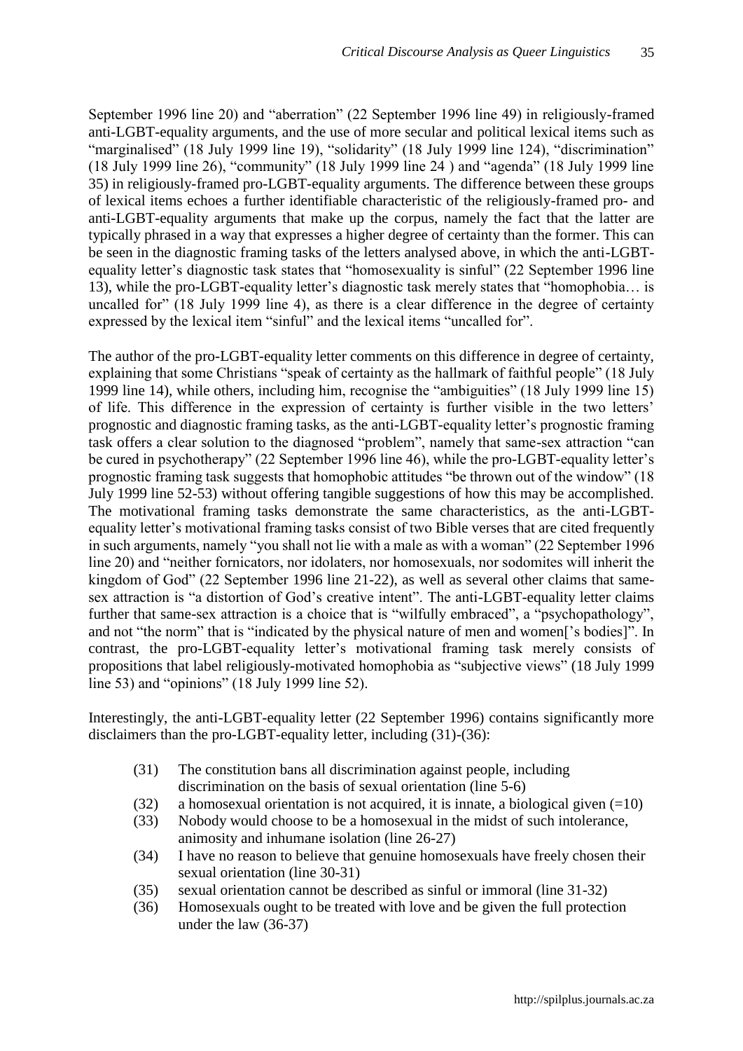September 1996 line 20) and "aberration" (22 September 1996 line 49) in religiously-framed anti-LGBT-equality arguments, and the use of more secular and political lexical items such as "marginalised" (18 July 1999 line 19), "solidarity" (18 July 1999 line 124), "discrimination" (18 July 1999 line 26), "community" (18 July 1999 line 24 ) and "agenda" (18 July 1999 line 35) in religiously-framed pro-LGBT-equality arguments. The difference between these groups of lexical items echoes a further identifiable characteristic of the religiously-framed pro- and anti-LGBT-equality arguments that make up the corpus, namely the fact that the latter are typically phrased in a way that expresses a higher degree of certainty than the former. This can be seen in the diagnostic framing tasks of the letters analysed above, in which the anti-LGBT-equality letter's diagnostic task states that "homosexuality is sinful" (22 September 1996 line 13), while the pro-LGBT-equality letter's diagnostic task merely states that "homophobia… is uncalled for" (18 July 1999 line 4), as there is a clear difference in the degree of certainty expressed by the lexical item "sinful" and the lexical items "uncalled for".

The author of the pro-LGBT-equality letter comments on this difference in degree of certainty, explaining that some Christians "speak of certainty as the hallmark of faithful people" (18 July 1999 line 14), while others, including him, recognise the "ambiguities" (18 July 1999 line 15) of life. This difference in the expression of certainty is further visible in the two letters' prognostic and diagnostic framing tasks, as the anti-LGBT-equality letter's prognostic framing task offers a clear solution to the diagnosed "problem", namely that same-sex attraction "can be cured in psychotherapy" (22 September 1996 line 46), while the pro-LGBT-equality letter's prognostic framing task suggests that homophobic attitudes "be thrown out of the window" (18 July 1999 line 52-53) without offering tangible suggestions of how this may be accomplished. The motivational framing tasks demonstrate the same characteristics, as the anti-LGBT-equality letter's motivational framing tasks consist of two Bible verses that are cited frequently in such arguments, namely "you shall not lie with a male as with a woman" (22 September 1996 line 20) and "neither fornicators, nor idolaters, nor homosexuals, nor sodomites will inherit the kingdom of God" (22 September 1996 line 21-22), as well as several other claims that same-sex attraction is "a distortion of God's creative intent". The anti-LGBT-equality letter claims further that same-sex attraction is a choice that is "wilfully embraced", a "psychopathology", and not "the norm" that is "indicated by the physical nature of men and women['s bodies]". In contrast, the pro-LGBT-equality letter's motivational framing task merely consists of propositions that label religiously-motivated homophobia as "subjective views" (18 July 1999 line 53) and "opinions" (18 July 1999 line 52).

Interestingly, the anti-LGBT-equality letter (22 September 1996) contains significantly more disclaimers than the pro-LGBT-equality letter, including (31)-(36):

(31) The constitution bans all discrimination against people, including discrimination on the basis of sexual orientation (line 5-6)
(32) a homosexual orientation is not acquired, it is innate, a biological given (=10)
(33) Nobody would choose to be a homosexual in the midst of such intolerance, animosity and inhumane isolation (line 26-27)
(34) I have no reason to believe that genuine homosexuals have freely chosen their sexual orientation (line 30-31)
(35) sexual orientation cannot be described as sinful or immoral (line 31-32)
(36) Homosexuals ought to be treated with love and be given the full protection under the law (36-37)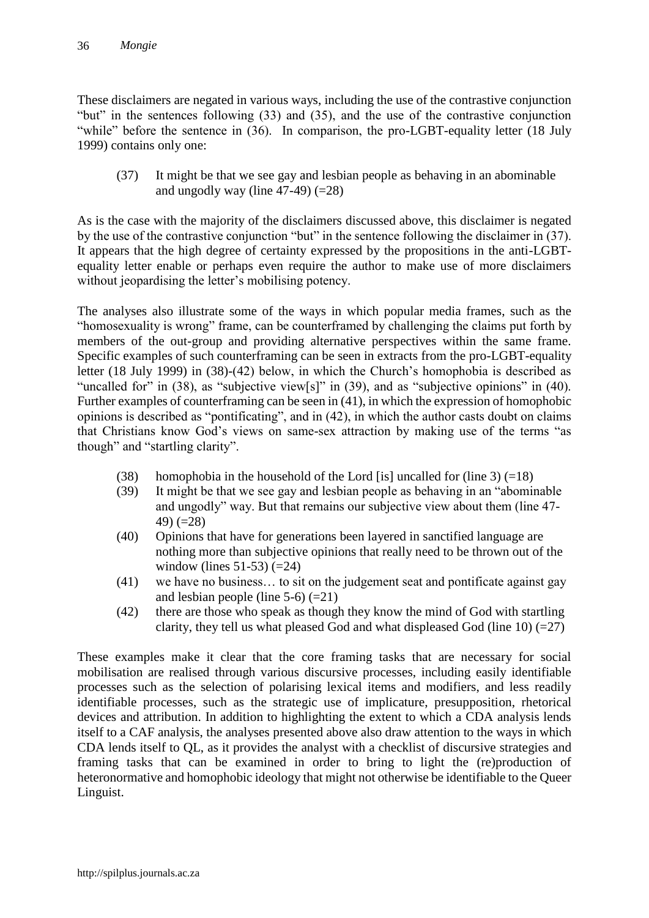These disclaimers are negated in various ways, including the use of the contrastive conjunction "but" in the sentences following (33) and (35), and the use of the contrastive conjunction "while" before the sentence in (36). In comparison, the pro-LGBT-equality letter (18 July 1999) contains only one:

(37) It might be that we see gay and lesbian people as behaving in an abominable and ungodly way (line 47-49) (=28)

As is the case with the majority of the disclaimers discussed above, this disclaimer is negated by the use of the contrastive conjunction "but" in the sentence following the disclaimer in (37). It appears that the high degree of certainty expressed by the propositions in the anti-LGBT-equality letter enable or perhaps even require the author to make use of more disclaimers without jeopardising the letter's mobilising potency.

The analyses also illustrate some of the ways in which popular media frames, such as the "homosexuality is wrong" frame, can be counterframed by challenging the claims put forth by members of the out-group and providing alternative perspectives within the same frame. Specific examples of such counterframing can be seen in extracts from the pro-LGBT-equality letter (18 July 1999) in (38)-(42) below, in which the Church's homophobia is described as "uncalled for" in (38), as "subjective view[s]" in (39), and as "subjective opinions" in (40). Further examples of counterframing can be seen in (41), in which the expression of homophobic opinions is described as "pontificating", and in (42), in which the author casts doubt on claims that Christians know God's views on same-sex attraction by making use of the terms "as though" and "startling clarity".

(38) homophobia in the household of the Lord [is] uncalled for (line 3) (=18)

(39) It might be that we see gay and lesbian people as behaving in an "abominable and ungodly" way. But that remains our subjective view about them (line 47-49) (=28)

(40) Opinions that have for generations been layered in sanctified language are nothing more than subjective opinions that really need to be thrown out of the window (lines 51-53) (=24)

(41) we have no business… to sit on the judgement seat and pontificate against gay and lesbian people (line 5-6) (=21)

(42) there are those who speak as though they know the mind of God with startling clarity, they tell us what pleased God and what displeased God (line 10) (=27)

These examples make it clear that the core framing tasks that are necessary for social mobilisation are realised through various discursive processes, including easily identifiable processes such as the selection of polarising lexical items and modifiers, and less readily identifiable processes, such as the strategic use of implicature, presupposition, rhetorical devices and attribution. In addition to highlighting the extent to which a CDA analysis lends itself to a CAF analysis, the analyses presented above also draw attention to the ways in which CDA lends itself to QL, as it provides the analyst with a checklist of discursive strategies and framing tasks that can be examined in order to bring to light the (re)production of heteronormative and homophobic ideology that might not otherwise be identifiable to the Queer Linguist.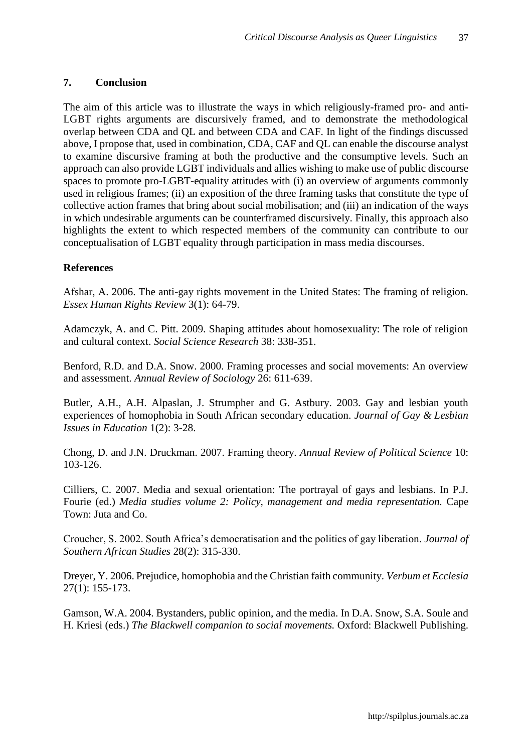## 7. Conclusion

The aim of this article was to illustrate the ways in which religiously-framed pro- and anti-LGBT rights arguments are discursively framed, and to demonstrate the methodological overlap between CDA and QL and between CDA and CAF. In light of the findings discussed above, I propose that, used in combination, CDA, CAF and QL can enable the discourse analyst to examine discursive framing at both the productive and the consumptive levels. Such an approach can also provide LGBT individuals and allies wishing to make use of public discourse spaces to promote pro-LGBT-equality attitudes with (i) an overview of arguments commonly used in religious frames; (ii) an exposition of the three framing tasks that constitute the type of collective action frames that bring about social mobilisation; and (iii) an indication of the ways in which undesirable arguments can be counterframed discursively. Finally, this approach also highlights the extent to which respected members of the community can contribute to our conceptualisation of LGBT equality through participation in mass media discourses.

## References

Afshar, A. 2006. The anti-gay rights movement in the United States: The framing of religion. *Essex Human Rights Review* 3(1): 64-79.

Adamczyk, A. and C. Pitt. 2009. Shaping attitudes about homosexuality: The role of religion and cultural context. *Social Science Research* 38: 338-351.

Benford, R.D. and D.A. Snow. 2000. Framing processes and social movements: An overview and assessment. *Annual Review of Sociology* 26: 611-639.

Butler, A.H., A.H. Alpaslan, J. Strumpher and G. Astbury. 2003. Gay and lesbian youth experiences of homophobia in South African secondary education. *Journal of Gay & Lesbian Issues in Education* 1(2): 3-28.

Chong, D. and J.N. Druckman. 2007. Framing theory. *Annual Review of Political Science* 10: 103-126.

Cilliers, C. 2007. Media and sexual orientation: The portrayal of gays and lesbians. In P.J. Fourie (ed.) *Media studies volume 2: Policy, management and media representation.* Cape Town: Juta and Co.

Croucher, S. 2002. South Africa's democratisation and the politics of gay liberation. *Journal of Southern African Studies* 28(2): 315-330.

Dreyer, Y. 2006. Prejudice, homophobia and the Christian faith community. *Verbum et Ecclesia* 27(1): 155-173.

Gamson, W.A. 2004. Bystanders, public opinion, and the media. In D.A. Snow, S.A. Soule and H. Kriesi (eds.) *The Blackwell companion to social movements.* Oxford: Blackwell Publishing.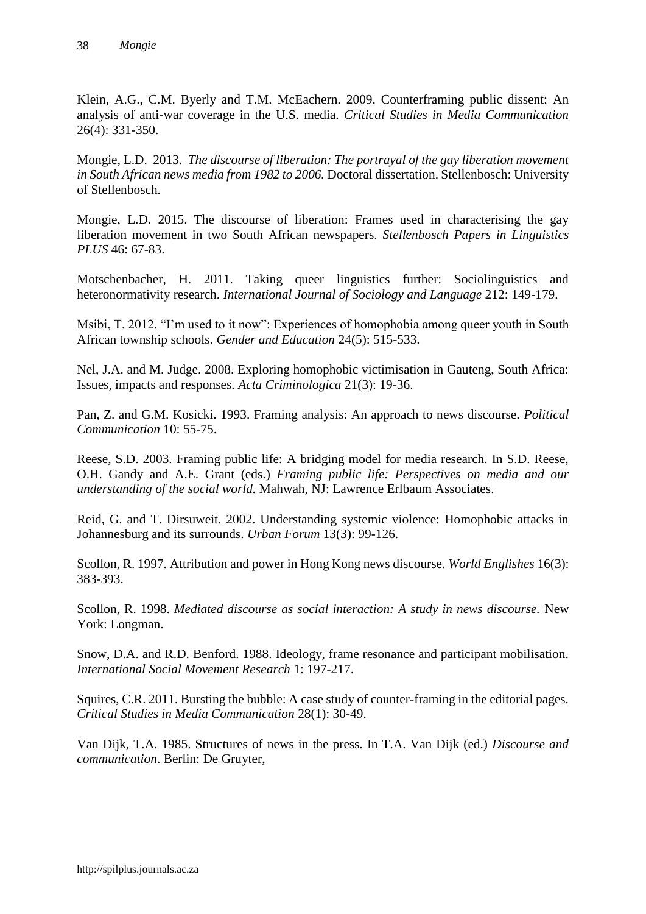Klein, A.G., C.M. Byerly and T.M. McEachern. 2009. Counterframing public dissent: An analysis of anti-war coverage in the U.S. media. *Critical Studies in Media Communication* 26(4): 331-350.

Mongie, L.D. 2013. *The discourse of liberation: The portrayal of the gay liberation movement in South African news media from 1982 to 2006.* Doctoral dissertation. Stellenbosch: University of Stellenbosch.

Mongie, L.D. 2015. The discourse of liberation: Frames used in characterising the gay liberation movement in two South African newspapers. *Stellenbosch Papers in Linguistics PLUS* 46: 67-83.

Motschenbacher, H. 2011. Taking queer linguistics further: Sociolinguistics and heteronormativity research. *International Journal of Sociology and Language* 212: 149-179.

Msibi, T. 2012. "I'm used to it now": Experiences of homophobia among queer youth in South African township schools. *Gender and Education* 24(5): 515-533.

Nel, J.A. and M. Judge. 2008. Exploring homophobic victimisation in Gauteng, South Africa: Issues, impacts and responses. *Acta Criminologica* 21(3): 19-36.

Pan, Z. and G.M. Kosicki. 1993. Framing analysis: An approach to news discourse. *Political Communication* 10: 55-75.

Reese, S.D. 2003. Framing public life: A bridging model for media research. In S.D. Reese, O.H. Gandy and A.E. Grant (eds.) *Framing public life: Perspectives on media and our understanding of the social world.* Mahwah, NJ: Lawrence Erlbaum Associates.

Reid, G. and T. Dirsuweit. 2002. Understanding systemic violence: Homophobic attacks in Johannesburg and its surrounds. *Urban Forum* 13(3): 99-126.

Scollon, R. 1997. Attribution and power in Hong Kong news discourse. *World Englishes* 16(3): 383-393.

Scollon, R. 1998. *Mediated discourse as social interaction: A study in news discourse.* New York: Longman.

Snow, D.A. and R.D. Benford. 1988. Ideology, frame resonance and participant mobilisation. *International Social Movement Research* 1: 197-217.

Squires, C.R. 2011. Bursting the bubble: A case study of counter-framing in the editorial pages. *Critical Studies in Media Communication* 28(1): 30-49.

Van Dijk, T.A. 1985. Structures of news in the press. In T.A. Van Dijk (ed.) *Discourse and communication*. Berlin: De Gruyter,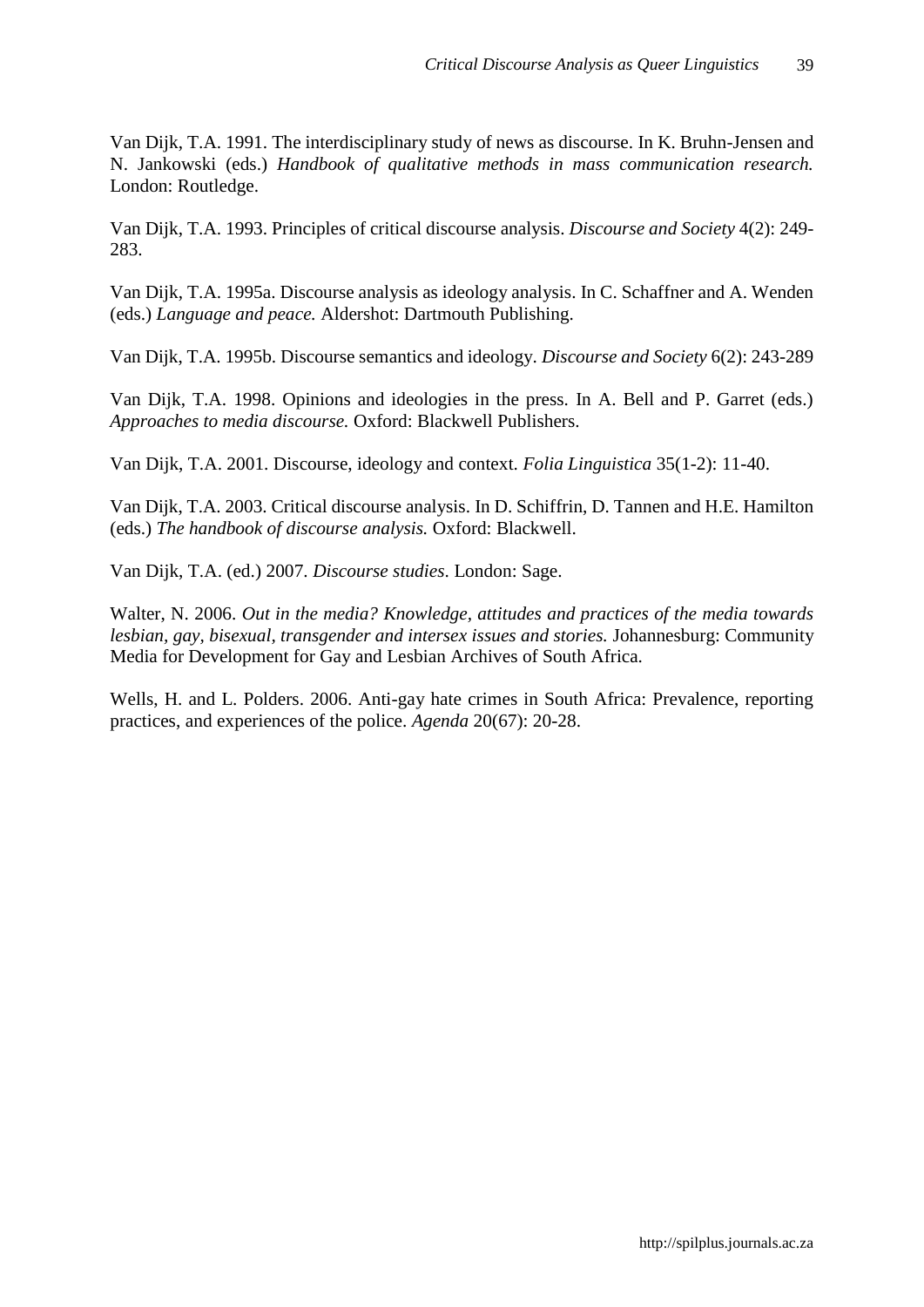Van Dijk, T.A. 1991. The interdisciplinary study of news as discourse. In K. Bruhn-Jensen and N. Jankowski (eds.) *Handbook of qualitative methods in mass communication research.* London: Routledge.

Van Dijk, T.A. 1993. Principles of critical discourse analysis. *Discourse and Society* 4(2): 249-283.

Van Dijk, T.A. 1995a. Discourse analysis as ideology analysis. In C. Schaffner and A. Wenden (eds.) *Language and peace.* Aldershot: Dartmouth Publishing.

Van Dijk, T.A. 1995b. Discourse semantics and ideology. *Discourse and Society* 6(2): 243-289

Van Dijk, T.A. 1998. Opinions and ideologies in the press. In A. Bell and P. Garret (eds.) *Approaches to media discourse.* Oxford: Blackwell Publishers.

Van Dijk, T.A. 2001. Discourse, ideology and context. *Folia Linguistica* 35(1-2): 11-40.

Van Dijk, T.A. 2003. Critical discourse analysis. In D. Schiffrin, D. Tannen and H.E. Hamilton (eds.) *The handbook of discourse analysis.* Oxford: Blackwell.

Van Dijk, T.A. (ed.) 2007. *Discourse studies*. London: Sage.

Walter, N. 2006. *Out in the media? Knowledge, attitudes and practices of the media towards lesbian, gay, bisexual, transgender and intersex issues and stories.* Johannesburg: Community Media for Development for Gay and Lesbian Archives of South Africa.

Wells, H. and L. Polders. 2006. Anti-gay hate crimes in South Africa: Prevalence, reporting practices, and experiences of the police. *Agenda* 20(67): 20-28.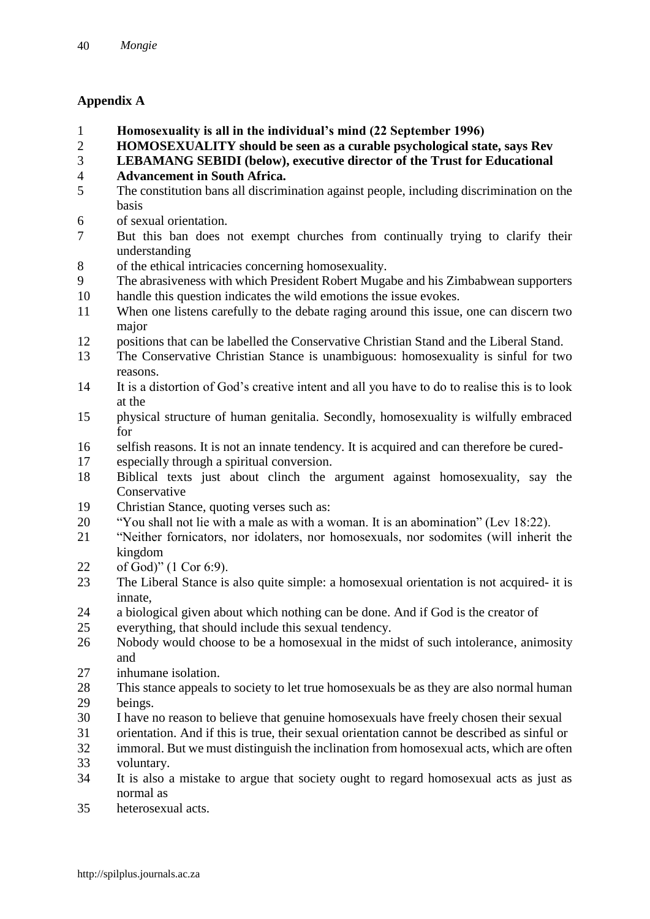## Appendix A

1 **Homosexuality is all in the individual's mind (22 September 1996)**
2 **HOMOSEXUALITY should be seen as a curable psychological state, says Rev**
3 **LEBAMANG SEBIDI (below), executive director of the Trust for Educational**
4 **Advancement in South Africa.**
5 The constitution bans all discrimination against people, including discrimination on the basis
6 of sexual orientation.
7 But this ban does not exempt churches from continually trying to clarify their understanding
8 of the ethical intricacies concerning homosexuality.
9 The abrasiveness with which President Robert Mugabe and his Zimbabwean supporters
10 handle this question indicates the wild emotions the issue evokes.
11 When one listens carefully to the debate raging around this issue, one can discern two major
12 positions that can be labelled the Conservative Christian Stand and the Liberal Stand.
13 The Conservative Christian Stance is unambiguous: homosexuality is sinful for two reasons.
14 It is a distortion of God's creative intent and all you have to do to realise this is to look at the
15 physical structure of human genitalia. Secondly, homosexuality is wilfully embraced for
16 selfish reasons. It is not an innate tendency. It is acquired and can therefore be cured-
17 especially through a spiritual conversion.
18 Biblical texts just about clinch the argument against homosexuality, say the Conservative
19 Christian Stance, quoting verses such as:
20 "You shall not lie with a male as with a woman. It is an abomination" (Lev 18:22).
21 "Neither fornicators, nor idolaters, nor homosexuals, nor sodomites (will inherit the kingdom
22 of God)" (1 Cor 6:9).
23 The Liberal Stance is also quite simple: a homosexual orientation is not acquired- it is innate,
24 a biological given about which nothing can be done. And if God is the creator of
25 everything, that should include this sexual tendency.
26 Nobody would choose to be a homosexual in the midst of such intolerance, animosity and
27 inhumane isolation.
28 This stance appeals to society to let true homosexuals be as they are also normal human
29 beings.
30 I have no reason to believe that genuine homosexuals have freely chosen their sexual
31 orientation. And if this is true, their sexual orientation cannot be described as sinful or
32 immoral. But we must distinguish the inclination from homosexual acts, which are often
33 voluntary.
34 It is also a mistake to argue that society ought to regard homosexual acts as just as normal as
35 heterosexual acts.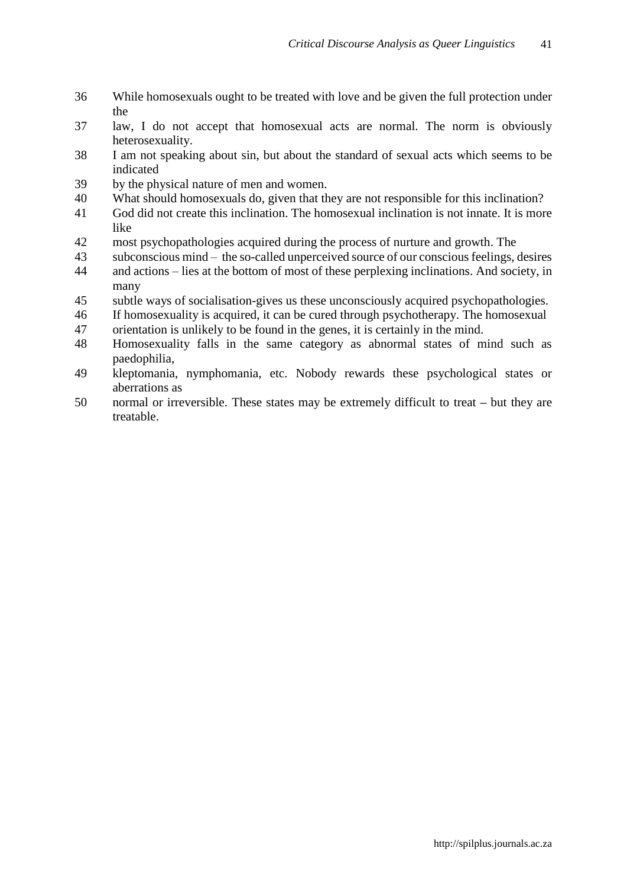36 While homosexuals ought to be treated with love and be given the full protection under the
37 law, I do not accept that homosexual acts are normal. The norm is obviously heterosexuality.
38 I am not speaking about sin, but about the standard of sexual acts which seems to be indicated
39 by the physical nature of men and women.
40 What should homosexuals do, given that they are not responsible for this inclination?
41 God did not create this inclination. The homosexual inclination is not innate. It is more like
42 most psychopathologies acquired during the process of nurture and growth. The
43 subconscious mind – the so-called unperceived source of our conscious feelings, desires
44 and actions – lies at the bottom of most of these perplexing inclinations. And society, in many
45 subtle ways of socialisation-gives us these unconsciously acquired psychopathologies.
46 If homosexuality is acquired, it can be cured through psychotherapy. The homosexual
47 orientation is unlikely to be found in the genes, it is certainly in the mind.
48 Homosexuality falls in the same category as abnormal states of mind such as paedophilia,
49 kleptomania, nymphomania, etc. Nobody rewards these psychological states or aberrations as
50 normal or irreversible. These states may be extremely difficult to treat – but they are treatable.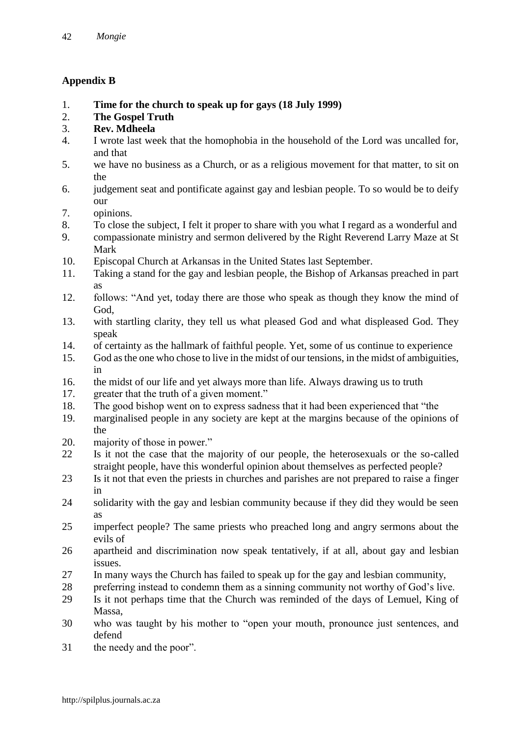## Appendix B

1. **Time for the church to speak up for gays (18 July 1999)**
2. **The Gospel Truth**
3. **Rev. Mdheela**
4. I wrote last week that the homophobia in the household of the Lord was uncalled for, and that
5. we have no business as a Church, or as a religious movement for that matter, to sit on the
6. judgement seat and pontificate against gay and lesbian people. To so would be to deify our
7. opinions.
8. To close the subject, I felt it proper to share with you what I regard as a wonderful and
9. compassionate ministry and sermon delivered by the Right Reverend Larry Maze at St Mark
10. Episcopal Church at Arkansas in the United States last September.
11. Taking a stand for the gay and lesbian people, the Bishop of Arkansas preached in part as
12. follows: "And yet, today there are those who speak as though they know the mind of God,
13. with startling clarity, they tell us what pleased God and what displeased God. They speak
14. of certainty as the hallmark of faithful people. Yet, some of us continue to experience
15. God as the one who chose to live in the midst of our tensions, in the midst of ambiguities, in
16. the midst of our life and yet always more than life. Always drawing us to truth
17. greater that the truth of a given moment."
18. The good bishop went on to express sadness that it had been experienced that "the
19. marginalised people in any society are kept at the margins because of the opinions of the
20. majority of those in power."

22 Is it not the case that the majority of our people, the heterosexuals or the so-called straight people, have this wonderful opinion about themselves as perfected people?
23 Is it not that even the priests in churches and parishes are not prepared to raise a finger in
24 solidarity with the gay and lesbian community because if they did they would be seen as
25 imperfect people? The same priests who preached long and angry sermons about the evils of
26 apartheid and discrimination now speak tentatively, if at all, about gay and lesbian issues.
27 In many ways the Church has failed to speak up for the gay and lesbian community,
28 preferring instead to condemn them as a sinning community not worthy of God's live.
29 Is it not perhaps time that the Church was reminded of the days of Lemuel, King of Massa,
30 who was taught by his mother to "open your mouth, pronounce just sentences, and defend
31 the needy and the poor".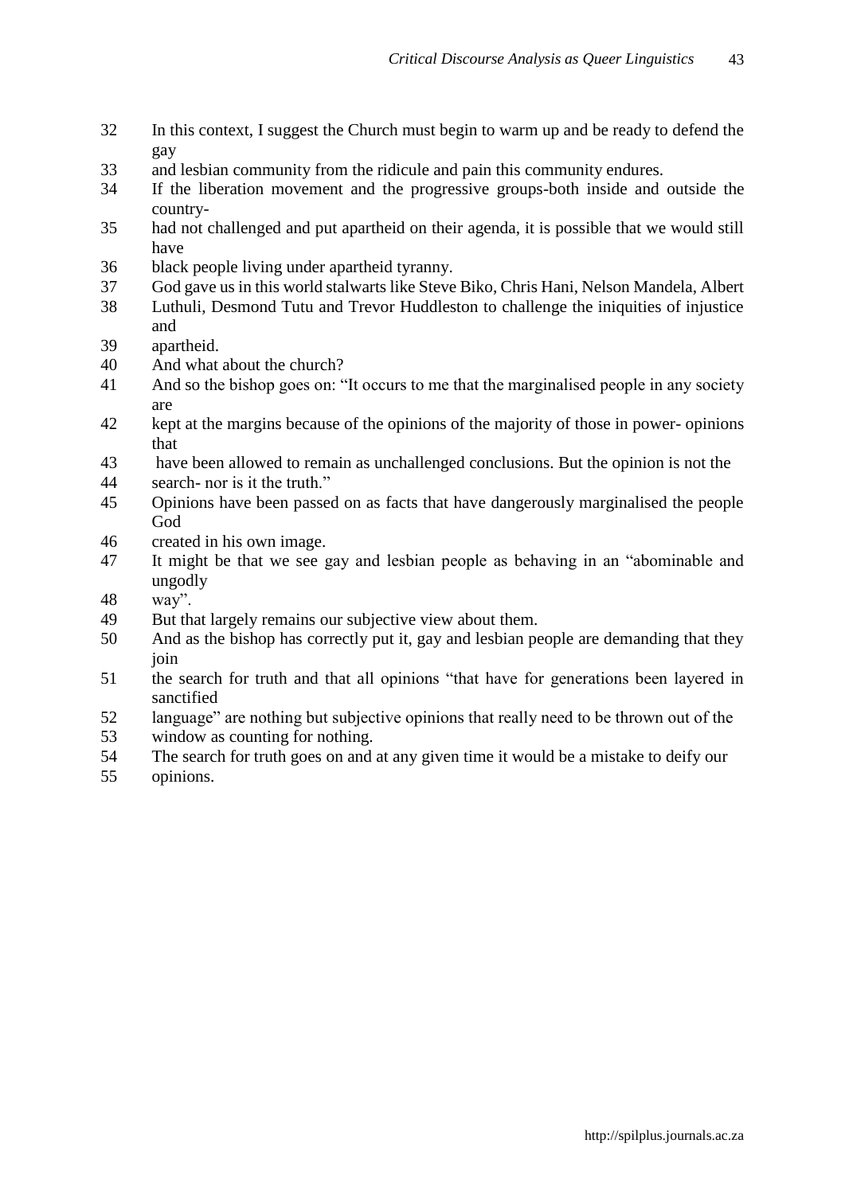32 In this context, I suggest the Church must begin to warm up and be ready to defend the gay
33 and lesbian community from the ridicule and pain this community endures.
34 If the liberation movement and the progressive groups-both inside and outside the country-
35 had not challenged and put apartheid on their agenda, it is possible that we would still have
36 black people living under apartheid tyranny.
37 God gave us in this world stalwarts like Steve Biko, Chris Hani, Nelson Mandela, Albert
38 Luthuli, Desmond Tutu and Trevor Huddleston to challenge the iniquities of injustice and
39 apartheid.
40 And what about the church?
41 And so the bishop goes on: "It occurs to me that the marginalised people in any society are
42 kept at the margins because of the opinions of the majority of those in power- opinions that
43 have been allowed to remain as unchallenged conclusions. But the opinion is not the
44 search- nor is it the truth."
45 Opinions have been passed on as facts that have dangerously marginalised the people God
46 created in his own image.
47 It might be that we see gay and lesbian people as behaving in an "abominable and ungodly
48 way".
49 But that largely remains our subjective view about them.
50 And as the bishop has correctly put it, gay and lesbian people are demanding that they join
51 the search for truth and that all opinions "that have for generations been layered in sanctified
52 language" are nothing but subjective opinions that really need to be thrown out of the
53 window as counting for nothing.
54 The search for truth goes on and at any given time it would be a mistake to deify our
55 opinions.